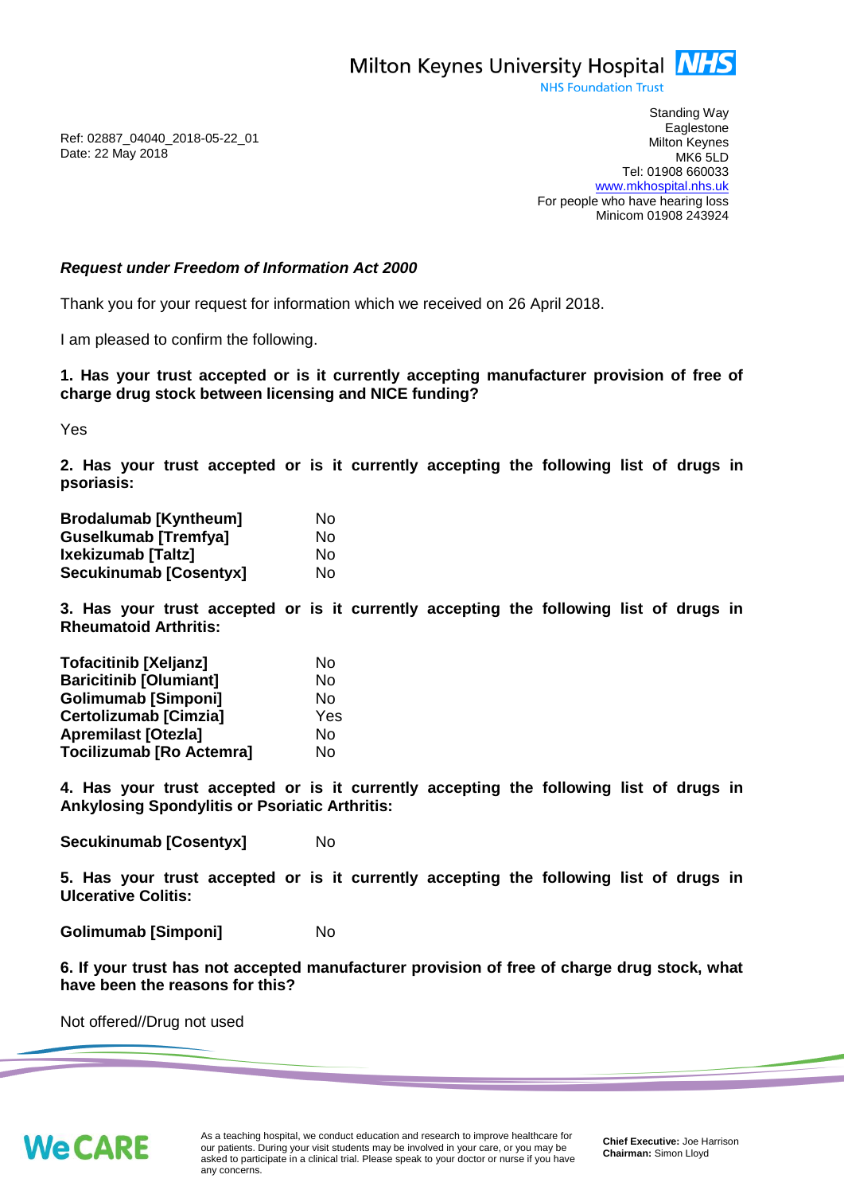Milton Keynes University Hospital NHS
NHS Foundation Trust

Standing Way
Eaglestone
Milton Keynes
MK6 5LD
Tel: 01908 660033
www.mkhospital.nhs.uk
For people who have hearing loss
Minicom 01908 243924

Ref: 02887_04040_2018-05-22_01
Date: 22 May 2018

***Request under Freedom of Information Act 2000***

Thank you for your request for information which we received on 26 April 2018.

I am pleased to confirm the following.

**1. Has your trust accepted or is it currently accepting manufacturer provision of free of charge drug stock between licensing and NICE funding?**

Yes

**2. Has your trust accepted or is it currently accepting the following list of drugs in psoriasis:**

| | |
|---|---|
| **Brodalumab [Kyntheum]** | No |
| **Guselkumab [Tremfya]** | No |
| **Ixekizumab [Taltz]** | No |
| **Secukinumab [Cosentyx]** | No |

**3. Has your trust accepted or is it currently accepting the following list of drugs in Rheumatoid Arthritis:**

| | |
|---|---|
| **Tofacitinib [Xeljanz]** | No |
| **Baricitinib [Olumiant]** | No |
| **Golimumab [Simponi]** | No |
| **Certolizumab [Cimzia]** | Yes |
| **Apremilast [Otezla]** | No |
| **Tocilizumab [Ro Actemra]** | No |

**4. Has your trust accepted or is it currently accepting the following list of drugs in Ankylosing Spondylitis or Psoriatic Arthritis:**

| | |
|---|---|
| **Secukinumab [Cosentyx]** | No |

**5. Has your trust accepted or is it currently accepting the following list of drugs in Ulcerative Colitis:**

| | |
|---|---|
| **Golimumab [Simponi]** | No |

**6. If your trust has not accepted manufacturer provision of free of charge drug stock, what have been the reasons for this?**

Not offered//Drug not used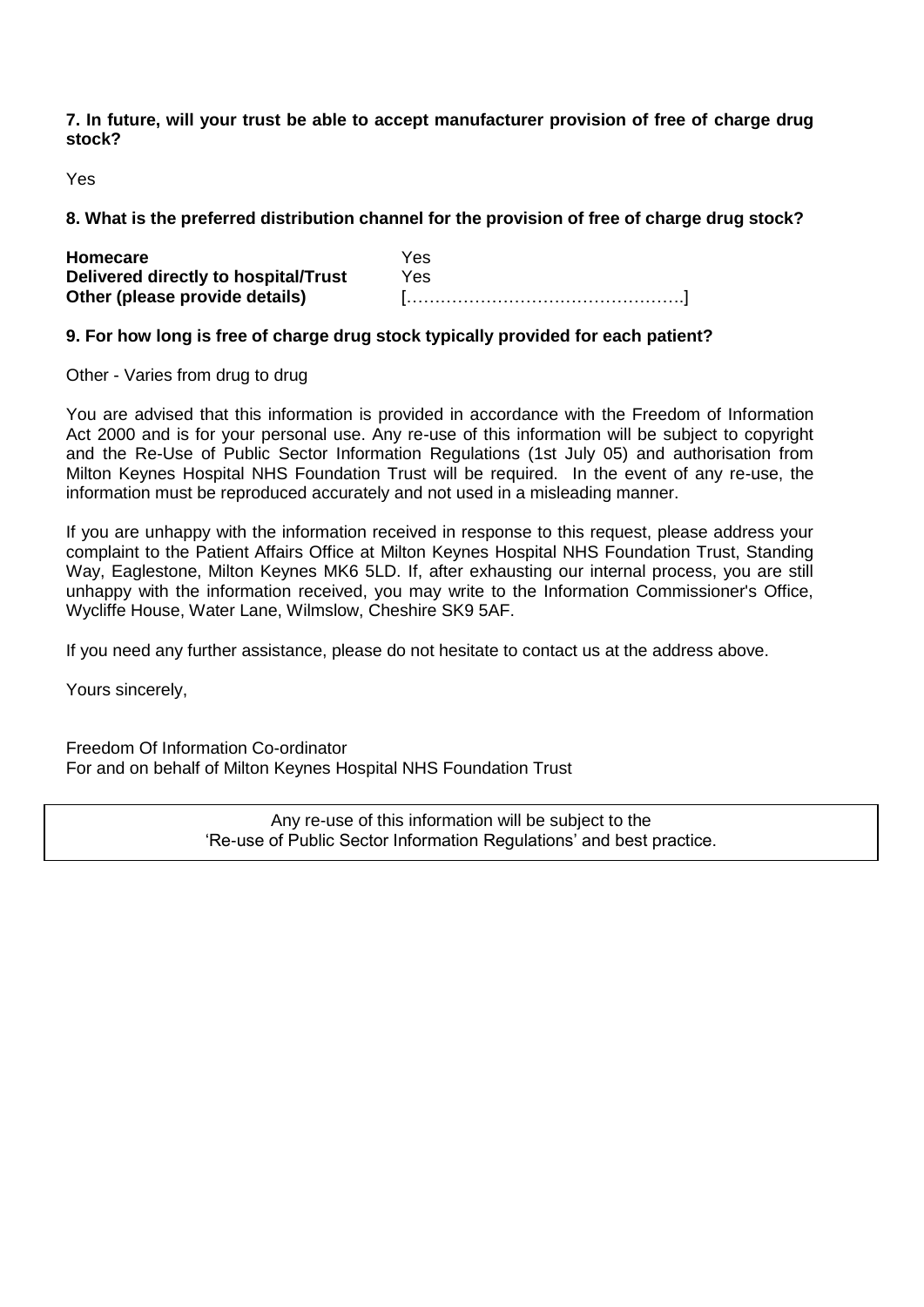**7. In future, will your trust be able to accept manufacturer provision of free of charge drug stock?**

Yes

**8. What is the preferred distribution channel for the provision of free of charge drug stock?**

| | |
|---|---|
| **Homecare** | Yes |
| **Delivered directly to hospital/Trust** | Yes |
| **Other (please provide details)** | […………………………………………] |

**9. For how long is free of charge drug stock typically provided for each patient?**

Other - Varies from drug to drug

You are advised that this information is provided in accordance with the Freedom of Information Act 2000 and is for your personal use. Any re-use of this information will be subject to copyright and the Re-Use of Public Sector Information Regulations (1st July 05) and authorisation from Milton Keynes Hospital NHS Foundation Trust will be required. In the event of any re-use, the information must be reproduced accurately and not used in a misleading manner.

If you are unhappy with the information received in response to this request, please address your complaint to the Patient Affairs Office at Milton Keynes Hospital NHS Foundation Trust, Standing Way, Eaglestone, Milton Keynes MK6 5LD. If, after exhausting our internal process, you are still unhappy with the information received, you may write to the Information Commissioner's Office, Wycliffe House, Water Lane, Wilmslow, Cheshire SK9 5AF.

If you need any further assistance, please do not hesitate to contact us at the address above.

Yours sincerely,

Freedom Of Information Co-ordinator
For and on behalf of Milton Keynes Hospital NHS Foundation Trust

Any re-use of this information will be subject to the
'Re-use of Public Sector Information Regulations' and best practice.